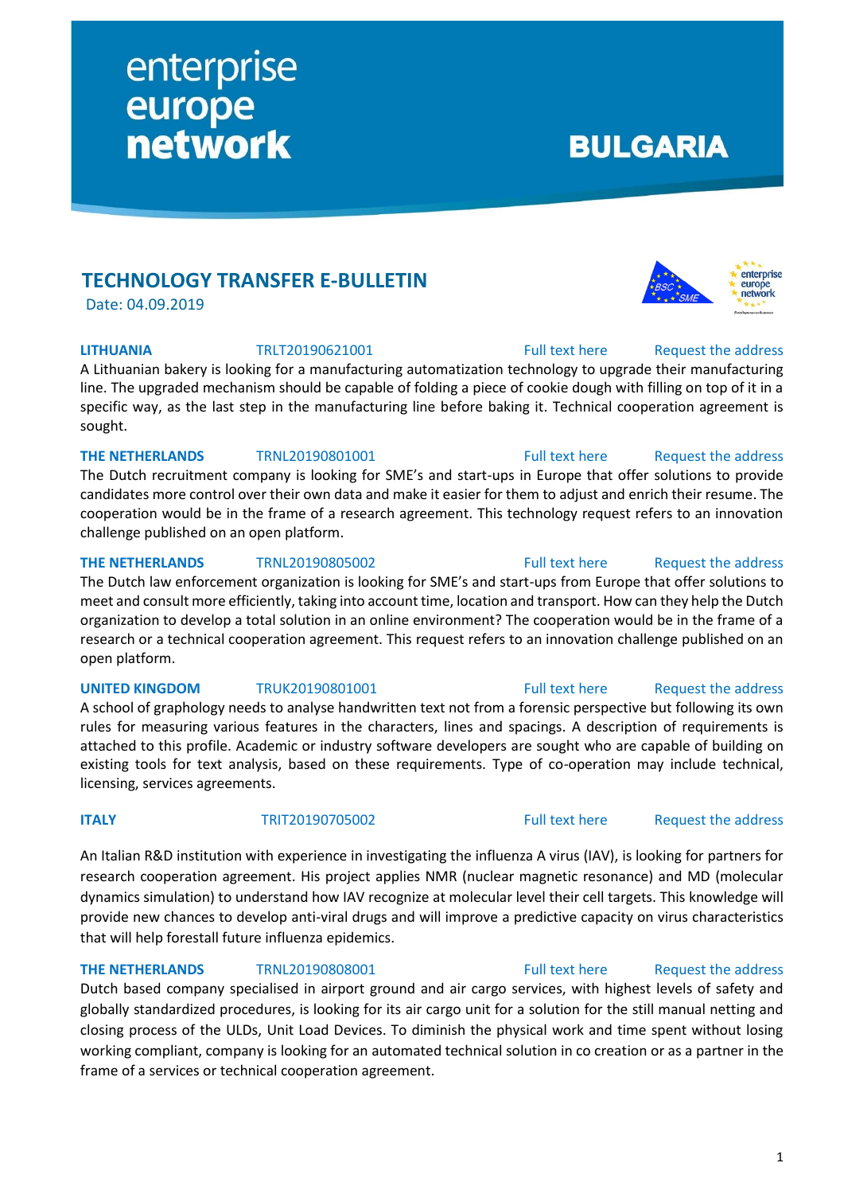enterprise europe network

BULGARIA

## TECHNOLOGY TRANSFER E-BULLETIN

Date: 04.09.2019

**LITHUANIA** TRLT20190621001 Full text here Request the address

A Lithuanian bakery is looking for a manufacturing automatization technology to upgrade their manufacturing line. The upgraded mechanism should be capable of folding a piece of cookie dough with filling on top of it in a specific way, as the last step in the manufacturing line before baking it. Technical cooperation agreement is sought.

**THE NETHERLANDS** TRNL20190801001 Full text here Request the address

The Dutch recruitment company is looking for SME's and start-ups in Europe that offer solutions to provide candidates more control over their own data and make it easier for them to adjust and enrich their resume. The cooperation would be in the frame of a research agreement. This technology request refers to an innovation challenge published on an open platform.

**THE NETHERLANDS** TRNL20190805002 Full text here Request the address

The Dutch law enforcement organization is looking for SME's and start-ups from Europe that offer solutions to meet and consult more efficiently, taking into account time, location and transport. How can they help the Dutch organization to develop a total solution in an online environment? The cooperation would be in the frame of a research or a technical cooperation agreement. This request refers to an innovation challenge published on an open platform.

**UNITED KINGDOM** TRUK20190801001 Full text here Request the address

A school of graphology needs to analyse handwritten text not from a forensic perspective but following its own rules for measuring various features in the characters, lines and spacings. A description of requirements is attached to this profile. Academic or industry software developers are sought who are capable of building on existing tools for text analysis, based on these requirements. Type of co-operation may include technical, licensing, services agreements.

**ITALY** TRIT20190705002 Full text here Request the address

An Italian R&D institution with experience in investigating the influenza A virus (IAV), is looking for partners for research cooperation agreement. His project applies NMR (nuclear magnetic resonance) and MD (molecular dynamics simulation) to understand how IAV recognize at molecular level their cell targets. This knowledge will provide new chances to develop anti-viral drugs and will improve a predictive capacity on virus characteristics that will help forestall future influenza epidemics.

**THE NETHERLANDS** TRNL20190808001 Full text here Request the address

Dutch based company specialised in airport ground and air cargo services, with highest levels of safety and globally standardized procedures, is looking for its air cargo unit for a solution for the still manual netting and closing process of the ULDs, Unit Load Devices. To diminish the physical work and time spent without losing working compliant, company is looking for an automated technical solution in co creation or as a partner in the frame of a services or technical cooperation agreement.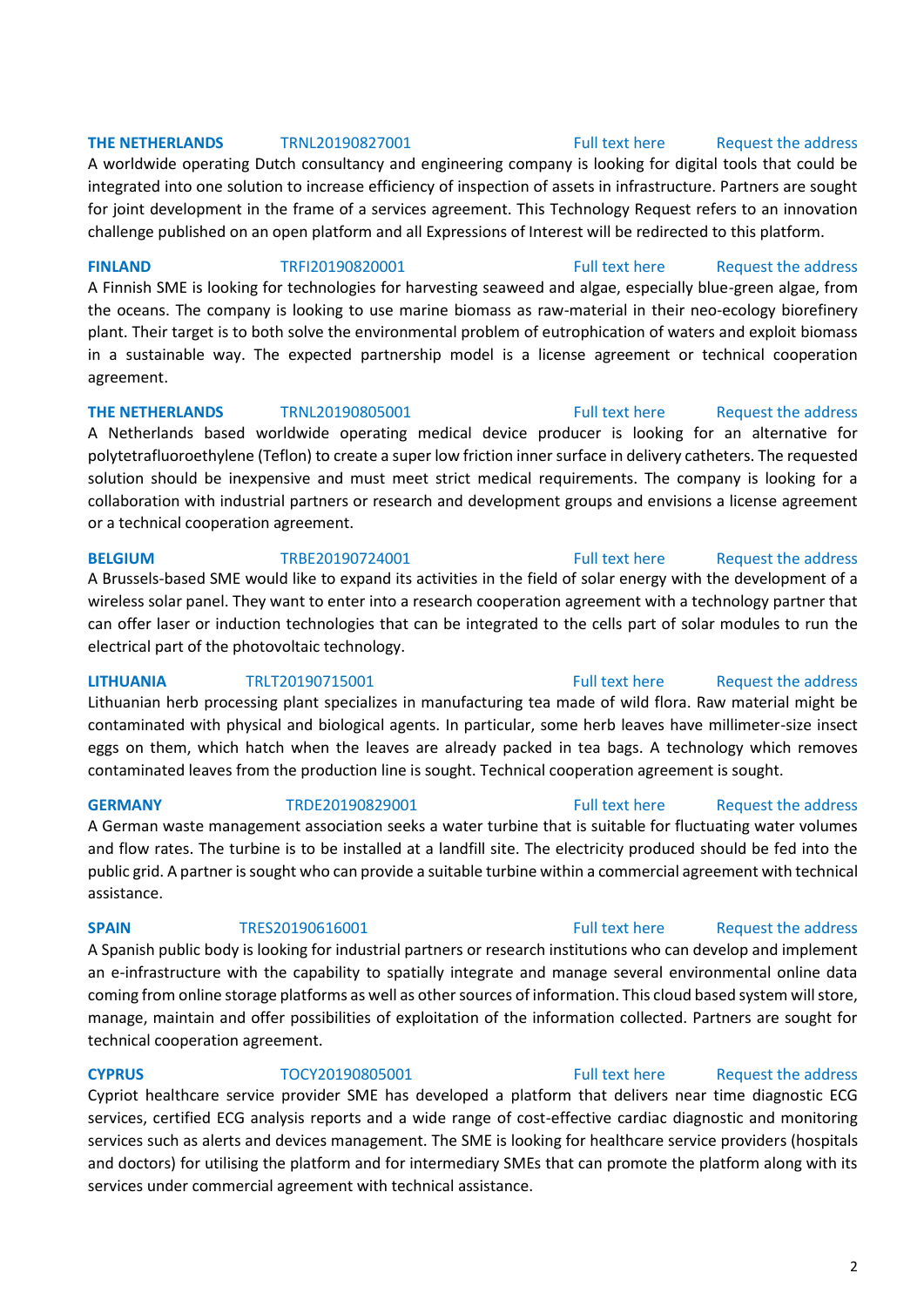**THE NETHERLANDS** TRNL20190827001 Full text here Request the address

A worldwide operating Dutch consultancy and engineering company is looking for digital tools that could be integrated into one solution to increase efficiency of inspection of assets in infrastructure. Partners are sought for joint development in the frame of a services agreement. This Technology Request refers to an innovation challenge published on an open platform and all Expressions of Interest will be redirected to this platform.

**FINLAND** TRFI20190820001 Full text here Request the address

A Finnish SME is looking for technologies for harvesting seaweed and algae, especially blue-green algae, from the oceans. The company is looking to use marine biomass as raw-material in their neo-ecology biorefinery plant. Their target is to both solve the environmental problem of eutrophication of waters and exploit biomass in a sustainable way. The expected partnership model is a license agreement or technical cooperation agreement.

**THE NETHERLANDS** TRNL20190805001 Full text here Request the address

A Netherlands based worldwide operating medical device producer is looking for an alternative for polytetrafluoroethylene (Teflon) to create a super low friction inner surface in delivery catheters. The requested solution should be inexpensive and must meet strict medical requirements. The company is looking for a collaboration with industrial partners or research and development groups and envisions a license agreement or a technical cooperation agreement.

**BELGIUM** TRBE20190724001 Full text here Request the address

A Brussels-based SME would like to expand its activities in the field of solar energy with the development of a wireless solar panel. They want to enter into a research cooperation agreement with a technology partner that can offer laser or induction technologies that can be integrated to the cells part of solar modules to run the electrical part of the photovoltaic technology.

**LITHUANIA** TRLT20190715001 Full text here Request the address

Lithuanian herb processing plant specializes in manufacturing tea made of wild flora. Raw material might be contaminated with physical and biological agents. In particular, some herb leaves have millimeter-size insect eggs on them, which hatch when the leaves are already packed in tea bags. A technology which removes contaminated leaves from the production line is sought. Technical cooperation agreement is sought.

**GERMANY** TRDE20190829001 Full text here Request the address

A German waste management association seeks a water turbine that is suitable for fluctuating water volumes and flow rates. The turbine is to be installed at a landfill site. The electricity produced should be fed into the public grid. A partner is sought who can provide a suitable turbine within a commercial agreement with technical assistance.

**SPAIN** TRES20190616001 Full text here Request the address

A Spanish public body is looking for industrial partners or research institutions who can develop and implement an e-infrastructure with the capability to spatially integrate and manage several environmental online data coming from online storage platforms as well as other sources of information. This cloud based system will store, manage, maintain and offer possibilities of exploitation of the information collected. Partners are sought for technical cooperation agreement.

**CYPRUS** TOCY20190805001 Full text here Request the address

Cypriot healthcare service provider SME has developed a platform that delivers near time diagnostic ECG services, certified ECG analysis reports and a wide range of cost-effective cardiac diagnostic and monitoring services such as alerts and devices management. The SME is looking for healthcare service providers (hospitals and doctors) for utilising the platform and for intermediary SMEs that can promote the platform along with its services under commercial agreement with technical assistance.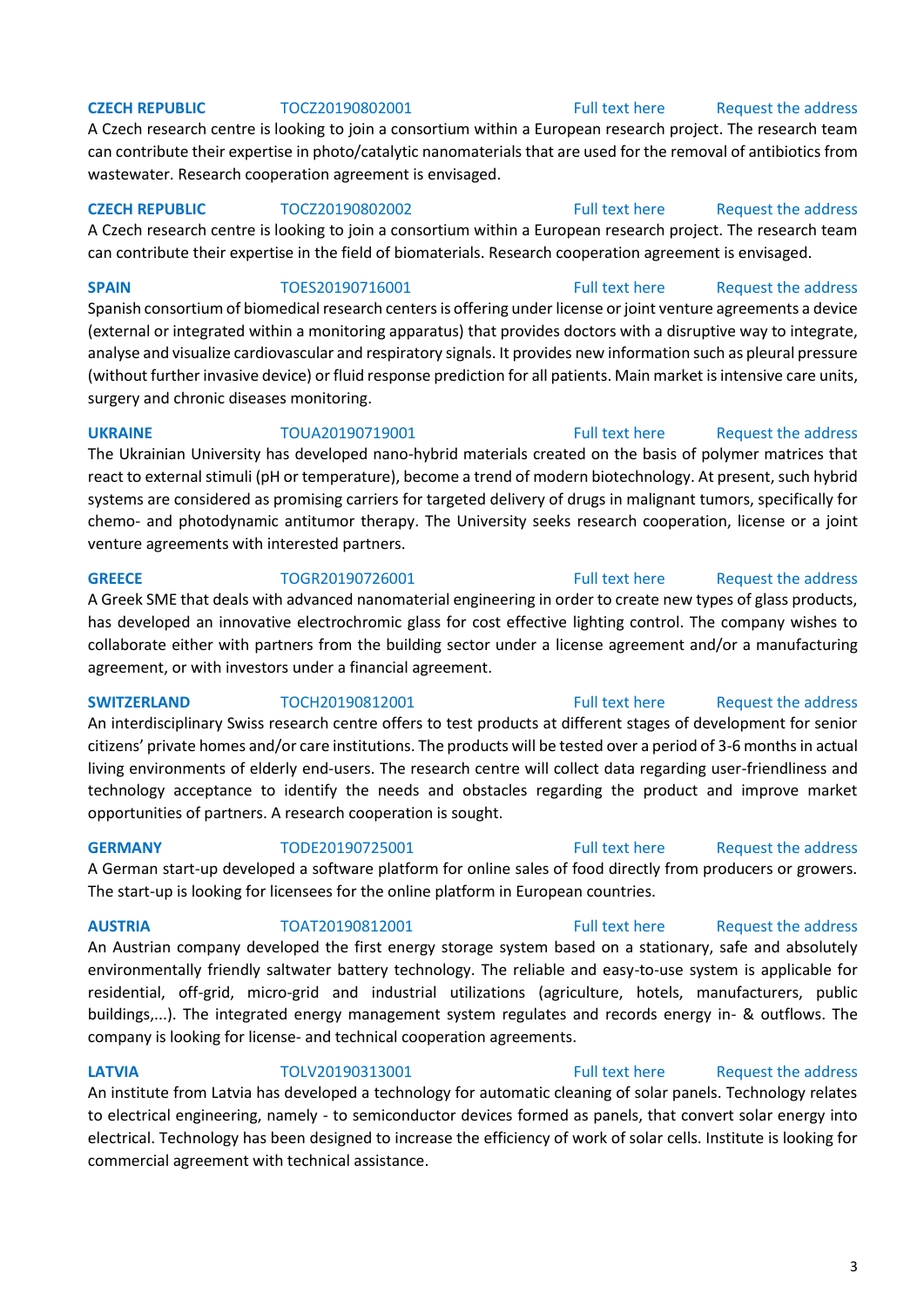**CZECH REPUBLIC** TOCZ20190802001 Full text here Request the address

A Czech research centre is looking to join a consortium within a European research project. The research team can contribute their expertise in photo/catalytic nanomaterials that are used for the removal of antibiotics from wastewater. Research cooperation agreement is envisaged.

**CZECH REPUBLIC** TOCZ20190802002 Full text here Request the address

A Czech research centre is looking to join a consortium within a European research project. The research team can contribute their expertise in the field of biomaterials. Research cooperation agreement is envisaged.

**SPAIN** TOES20190716001 Full text here Request the address

Spanish consortium of biomedical research centers is offering under license or joint venture agreements a device (external or integrated within a monitoring apparatus) that provides doctors with a disruptive way to integrate, analyse and visualize cardiovascular and respiratory signals. It provides new information such as pleural pressure (without further invasive device) or fluid response prediction for all patients. Main market is intensive care units, surgery and chronic diseases monitoring.

**UKRAINE** TOUA20190719001 Full text here Request the address

The Ukrainian University has developed nano-hybrid materials created on the basis of polymer matrices that react to external stimuli (pH or temperature), become a trend of modern biotechnology. At present, such hybrid systems are considered as promising carriers for targeted delivery of drugs in malignant tumors, specifically for chemo- and photodynamic antitumor therapy. The University seeks research cooperation, license or a joint venture agreements with interested partners.

**GREECE** TOGR20190726001 Full text here Request the address

A Greek SME that deals with advanced nanomaterial engineering in order to create new types of glass products, has developed an innovative electrochromic glass for cost effective lighting control. The company wishes to collaborate either with partners from the building sector under a license agreement and/or a manufacturing agreement, or with investors under a financial agreement.

**SWITZERLAND** TOCH20190812001 Full text here Request the address

An interdisciplinary Swiss research centre offers to test products at different stages of development for senior citizens' private homes and/or care institutions. The products will be tested over a period of 3-6 months in actual living environments of elderly end-users. The research centre will collect data regarding user-friendliness and technology acceptance to identify the needs and obstacles regarding the product and improve market opportunities of partners. A research cooperation is sought.

**GERMANY** TODE20190725001 Full text here Request the address

A German start-up developed a software platform for online sales of food directly from producers or growers. The start-up is looking for licensees for the online platform in European countries.

**AUSTRIA** TOAT20190812001 Full text here Request the address

An Austrian company developed the first energy storage system based on a stationary, safe and absolutely environmentally friendly saltwater battery technology. The reliable and easy-to-use system is applicable for residential, off-grid, micro-grid and industrial utilizations (agriculture, hotels, manufacturers, public buildings,...). The integrated energy management system regulates and records energy in- & outflows. The company is looking for license- and technical cooperation agreements.

**LATVIA** TOLV20190313001 Full text here Request the address

An institute from Latvia has developed a technology for automatic cleaning of solar panels. Technology relates to electrical engineering, namely - to semiconductor devices formed as panels, that convert solar energy into electrical. Technology has been designed to increase the efficiency of work of solar cells. Institute is looking for commercial agreement with technical assistance.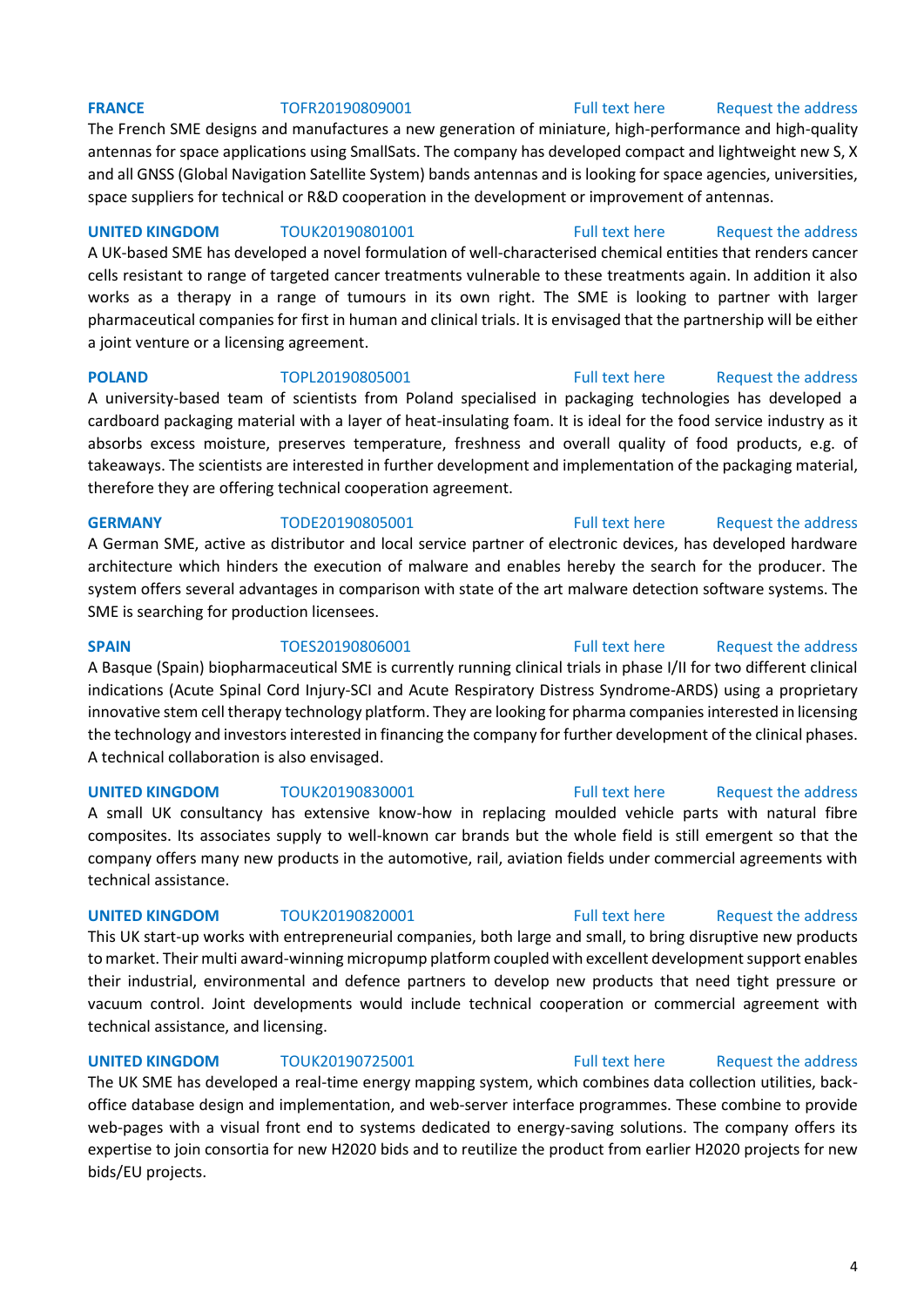**FRANCE** TOFR20190809001 Full text here Request the address

The French SME designs and manufactures a new generation of miniature, high-performance and high-quality antennas for space applications using SmallSats. The company has developed compact and lightweight new S, X and all GNSS (Global Navigation Satellite System) bands antennas and is looking for space agencies, universities, space suppliers for technical or R&D cooperation in the development or improvement of antennas.

**UNITED KINGDOM** TOUK20190801001 Full text here Request the address

A UK-based SME has developed a novel formulation of well-characterised chemical entities that renders cancer cells resistant to range of targeted cancer treatments vulnerable to these treatments again. In addition it also works as a therapy in a range of tumours in its own right. The SME is looking to partner with larger pharmaceutical companies for first in human and clinical trials. It is envisaged that the partnership will be either a joint venture or a licensing agreement.

**POLAND** TOPL20190805001 Full text here Request the address

A university-based team of scientists from Poland specialised in packaging technologies has developed a cardboard packaging material with a layer of heat-insulating foam. It is ideal for the food service industry as it absorbs excess moisture, preserves temperature, freshness and overall quality of food products, e.g. of takeaways. The scientists are interested in further development and implementation of the packaging material, therefore they are offering technical cooperation agreement.

**GERMANY** TODE20190805001 Full text here Request the address

A German SME, active as distributor and local service partner of electronic devices, has developed hardware architecture which hinders the execution of malware and enables hereby the search for the producer. The system offers several advantages in comparison with state of the art malware detection software systems. The SME is searching for production licensees.

**SPAIN** TOES20190806001 Full text here Request the address

A Basque (Spain) biopharmaceutical SME is currently running clinical trials in phase I/II for two different clinical indications (Acute Spinal Cord Injury-SCI and Acute Respiratory Distress Syndrome-ARDS) using a proprietary innovative stem cell therapy technology platform. They are looking for pharma companies interested in licensing the technology and investors interested in financing the company for further development of the clinical phases. A technical collaboration is also envisaged.

**UNITED KINGDOM** TOUK20190830001 Full text here Request the address

A small UK consultancy has extensive know-how in replacing moulded vehicle parts with natural fibre composites. Its associates supply to well-known car brands but the whole field is still emergent so that the company offers many new products in the automotive, rail, aviation fields under commercial agreements with technical assistance.

**UNITED KINGDOM** TOUK20190820001 Full text here Request the address

This UK start-up works with entrepreneurial companies, both large and small, to bring disruptive new products to market. Their multi award-winning micropump platform coupled with excellent development support enables their industrial, environmental and defence partners to develop new products that need tight pressure or vacuum control. Joint developments would include technical cooperation or commercial agreement with technical assistance, and licensing.

**UNITED KINGDOM** TOUK20190725001 Full text here Request the address

The UK SME has developed a real-time energy mapping system, which combines data collection utilities, back-office database design and implementation, and web-server interface programmes. These combine to provide web-pages with a visual front end to systems dedicated to energy-saving solutions. The company offers its expertise to join consortia for new H2020 bids and to reutilize the product from earlier H2020 projects for new bids/EU projects.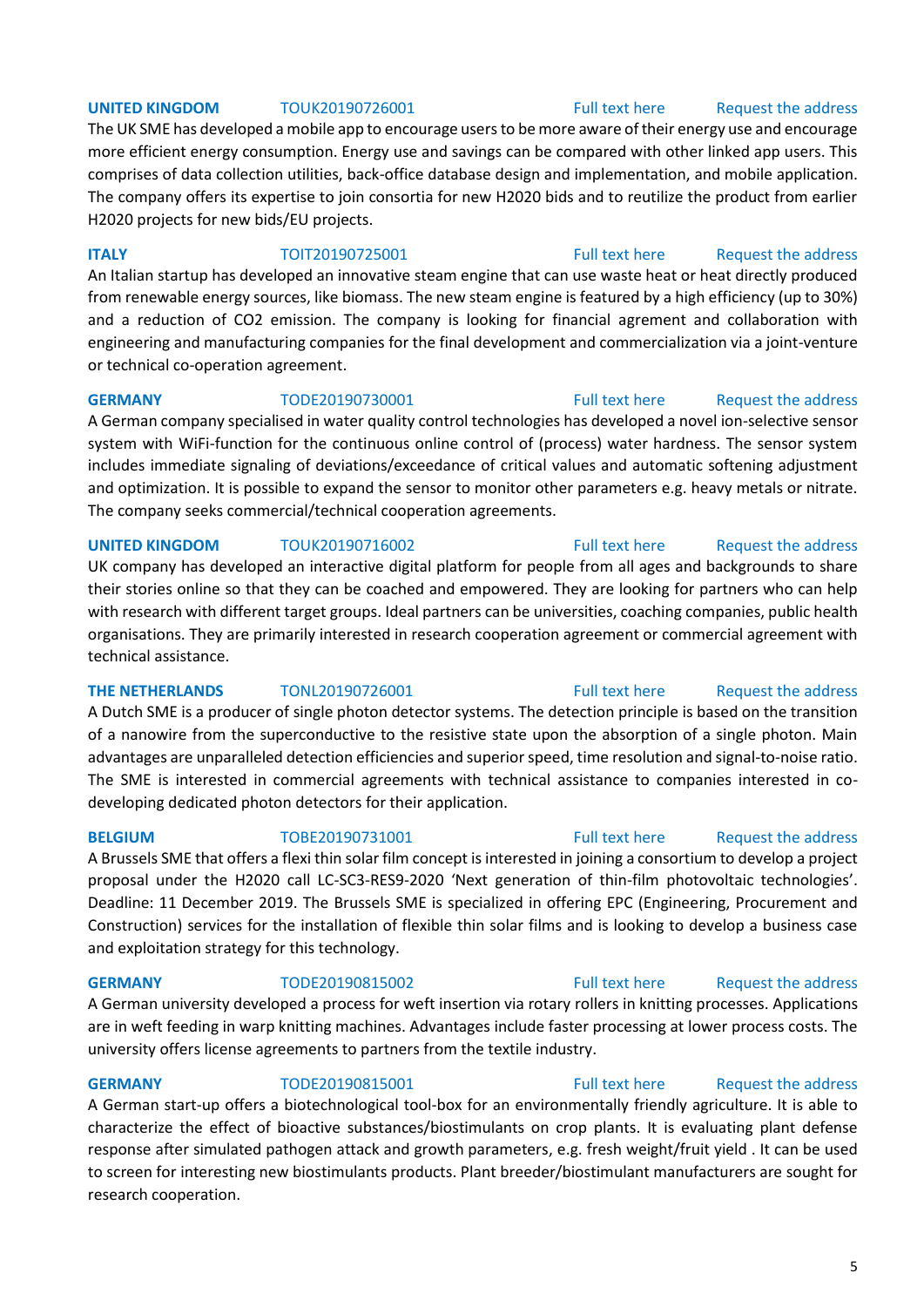**UNITED KINGDOM** TOUK20190726001 Full text here Request the address

The UK SME has developed a mobile app to encourage users to be more aware of their energy use and encourage more efficient energy consumption. Energy use and savings can be compared with other linked app users. This comprises of data collection utilities, back-office database design and implementation, and mobile application. The company offers its expertise to join consortia for new H2020 bids and to reutilize the product from earlier H2020 projects for new bids/EU projects.

**ITALY** TOIT20190725001 Full text here Request the address

An Italian startup has developed an innovative steam engine that can use waste heat or heat directly produced from renewable energy sources, like biomass. The new steam engine is featured by a high efficiency (up to 30%) and a reduction of $CO_2$ emission. The company is looking for financial agrement and collaboration with engineering and manufacturing companies for the final development and commercialization via a joint-venture or technical co-operation agreement.

**GERMANY** TODE20190730001 Full text here Request the address

A German company specialised in water quality control technologies has developed a novel ion-selective sensor system with WiFi-function for the continuous online control of (process) water hardness. The sensor system includes immediate signaling of deviations/exceedance of critical values and automatic softening adjustment and optimization. It is possible to expand the sensor to monitor other parameters e.g. heavy metals or nitrate. The company seeks commercial/technical cooperation agreements.

**UNITED KINGDOM** TOUK20190716002 Full text here Request the address

UK company has developed an interactive digital platform for people from all ages and backgrounds to share their stories online so that they can be coached and empowered. They are looking for partners who can help with research with different target groups. Ideal partners can be universities, coaching companies, public health organisations. They are primarily interested in research cooperation agreement or commercial agreement with technical assistance.

**THE NETHERLANDS** TONL20190726001 Full text here Request the address

A Dutch SME is a producer of single photon detector systems. The detection principle is based on the transition of a nanowire from the superconductive to the resistive state upon the absorption of a single photon. Main advantages are unparalleled detection efficiencies and superior speed, time resolution and signal-to-noise ratio. The SME is interested in commercial agreements with technical assistance to companies interested in co-developing dedicated photon detectors for their application.

**BELGIUM** TOBE20190731001 Full text here Request the address

A Brussels SME that offers a flexi thin solar film concept is interested in joining a consortium to develop a project proposal under the H2020 call LC-SC3-RES9-2020 'Next generation of thin-film photovoltaic technologies'. Deadline: 11 December 2019. The Brussels SME is specialized in offering EPC (Engineering, Procurement and Construction) services for the installation of flexible thin solar films and is looking to develop a business case and exploitation strategy for this technology.

**GERMANY** TODE20190815002 Full text here Request the address

A German university developed a process for weft insertion via rotary rollers in knitting processes. Applications are in weft feeding in warp knitting machines. Advantages include faster processing at lower process costs. The university offers license agreements to partners from the textile industry.

**GERMANY** TODE20190815001 Full text here Request the address

A German start-up offers a biotechnological tool-box for an environmentally friendly agriculture. It is able to characterize the effect of bioactive substances/biostimulants on crop plants. It is evaluating plant defense response after simulated pathogen attack and growth parameters, e.g. fresh weight/fruit yield . It can be used to screen for interesting new biostimulants products. Plant breeder/biostimulant manufacturers are sought for research cooperation.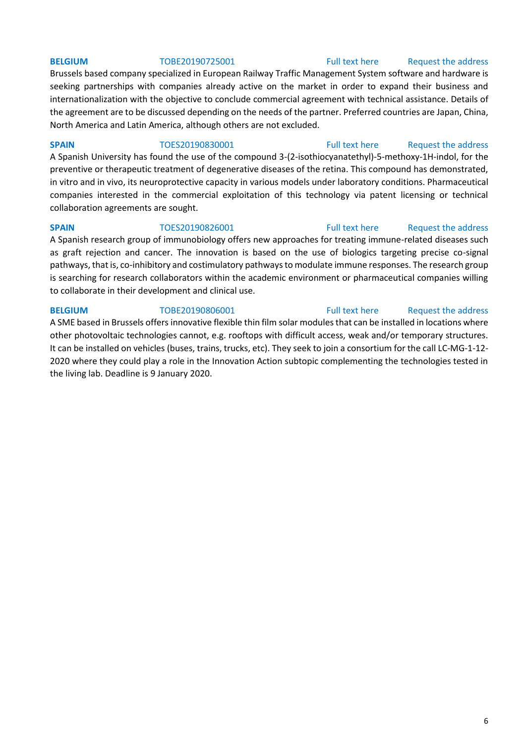**BELGIUM** TOBE20190725001 Full text here Request the address

Brussels based company specialized in European Railway Traffic Management System software and hardware is seeking partnerships with companies already active on the market in order to expand their business and internationalization with the objective to conclude commercial agreement with technical assistance. Details of the agreement are to be discussed depending on the needs of the partner. Preferred countries are Japan, China, North America and Latin America, although others are not excluded.

**SPAIN** TOES20190830001 Full text here Request the address

A Spanish University has found the use of the compound 3-(2-isothiocyanatethyl)-5-methoxy-1H-indol, for the preventive or therapeutic treatment of degenerative diseases of the retina. This compound has demonstrated, in vitro and in vivo, its neuroprotective capacity in various models under laboratory conditions. Pharmaceutical companies interested in the commercial exploitation of this technology via patent licensing or technical collaboration agreements are sought.

**SPAIN** TOES20190826001 Full text here Request the address

A Spanish research group of immunobiology offers new approaches for treating immune-related diseases such as graft rejection and cancer. The innovation is based on the use of biologics targeting precise co-signal pathways, that is, co-inhibitory and costimulatory pathways to modulate immune responses. The research group is searching for research collaborators within the academic environment or pharmaceutical companies willing to collaborate in their development and clinical use.

**BELGIUM** TOBE20190806001 Full text here Request the address

A SME based in Brussels offers innovative flexible thin film solar modules that can be installed in locations where other photovoltaic technologies cannot, e.g. rooftops with difficult access, weak and/or temporary structures. It can be installed on vehicles (buses, trains, trucks, etc). They seek to join a consortium for the call LC-MG-1-12-2020 where they could play a role in the Innovation Action subtopic complementing the technologies tested in the living lab. Deadline is 9 January 2020.